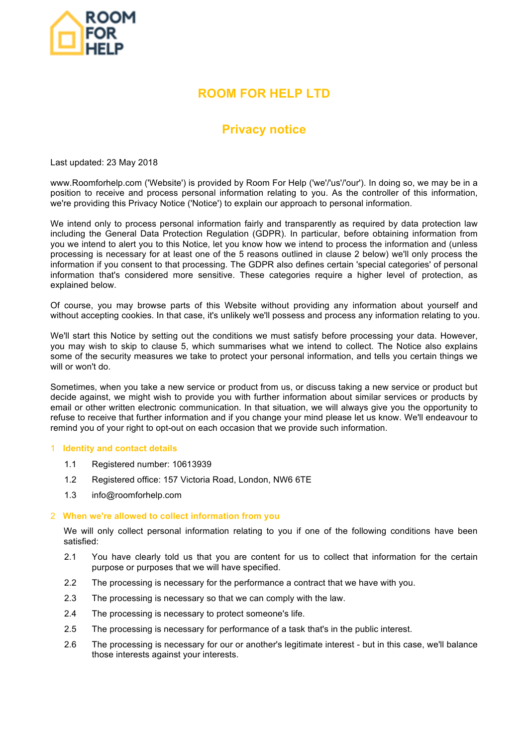ROOM FOR HELP

# ROOM FOR HELP LTD

## Privacy notice

Last updated: 23 May 2018

www.Roomforhelp.com ('Website') is provided by Room For Help ('we'/'us'/'our'). In doing so, we may be in a position to receive and process personal information relating to you. As the controller of this information, we're providing this Privacy Notice ('Notice') to explain our approach to personal information.

We intend only to process personal information fairly and transparently as required by data protection law including the General Data Protection Regulation (GDPR). In particular, before obtaining information from you we intend to alert you to this Notice, let you know how we intend to process the information and (unless processing is necessary for at least one of the 5 reasons outlined in clause 2 below) we'll only process the information if you consent to that processing. The GDPR also defines certain 'special categories' of personal information that's considered more sensitive. These categories require a higher level of protection, as explained below.

Of course, you may browse parts of this Website without providing any information about yourself and without accepting cookies. In that case, it's unlikely we'll possess and process any information relating to you.

We'll start this Notice by setting out the conditions we must satisfy before processing your data. However, you may wish to skip to clause 5, which summarises what we intend to collect. The Notice also explains some of the security measures we take to protect your personal information, and tells you certain things we will or won't do.

Sometimes, when you take a new service or product from us, or discuss taking a new service or product but decide against, we might wish to provide you with further information about similar services or products by email or other written electronic communication. In that situation, we will always give you the opportunity to refuse to receive that further information and if you change your mind please let us know. We'll endeavour to remind you of your right to opt-out on each occasion that we provide such information.

### 1 Identity and contact details

1.1 Registered number: 10613939

1.2 Registered office: 157 Victoria Road, London, NW6 6TE

1.3 info@roomforhelp.com

### 2 When we're allowed to collect information from you

We will only collect personal information relating to you if one of the following conditions have been satisfied:

2.1 You have clearly told us that you are content for us to collect that information for the certain purpose or purposes that we will have specified.

2.2 The processing is necessary for the performance a contract that we have with you.

2.3 The processing is necessary so that we can comply with the law.

2.4 The processing is necessary to protect someone's life.

2.5 The processing is necessary for performance of a task that's in the public interest.

2.6 The processing is necessary for our or another's legitimate interest - but in this case, we'll balance those interests against your interests.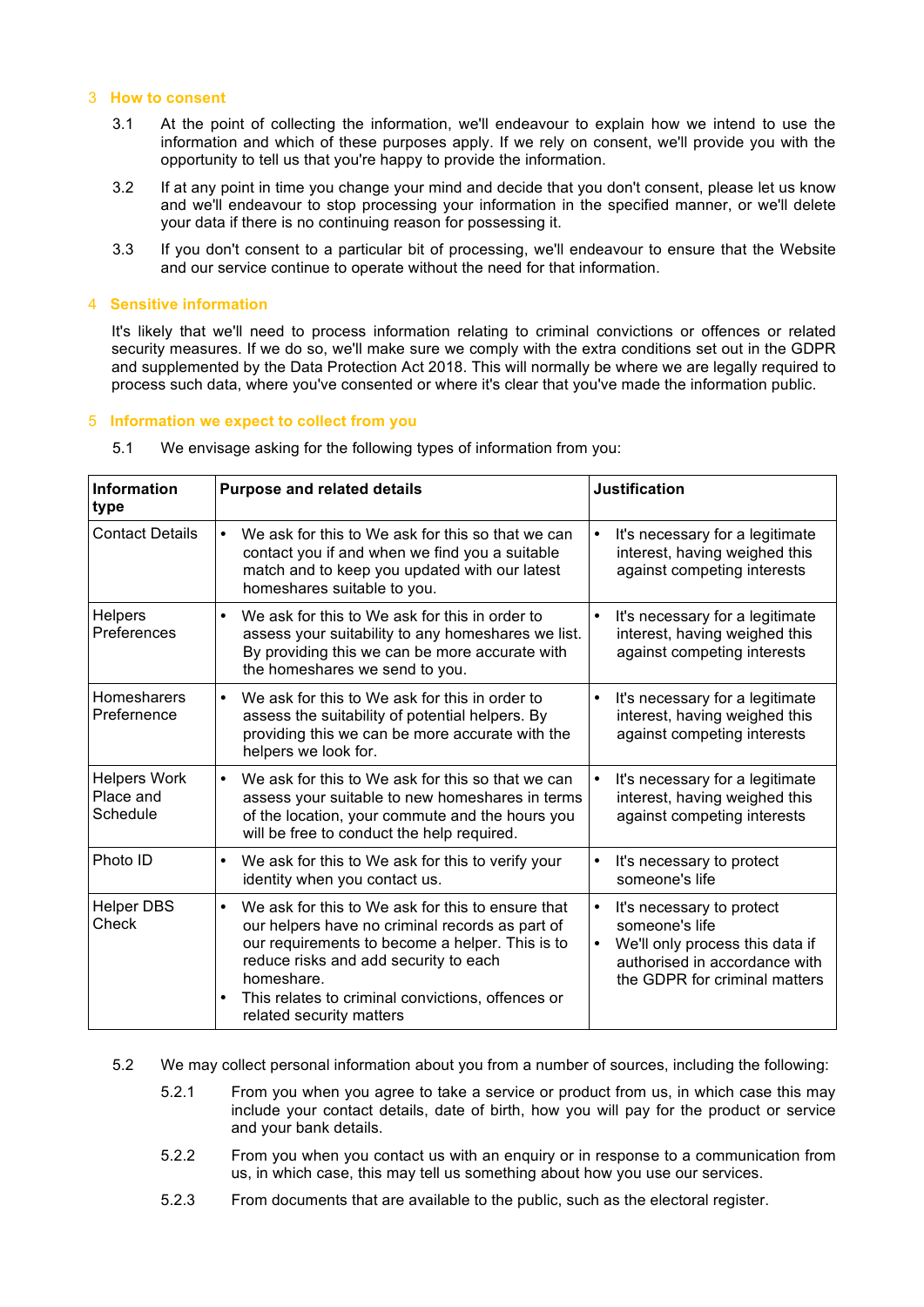## 3 How to consent

3.1 At the point of collecting the information, we'll endeavour to explain how we intend to use the information and which of these purposes apply. If we rely on consent, we'll provide you with the opportunity to tell us that you're happy to provide the information.

3.2 If at any point in time you change your mind and decide that you don't consent, please let us know and we'll endeavour to stop processing your information in the specified manner, or we'll delete your data if there is no continuing reason for possessing it.

3.3 If you don't consent to a particular bit of processing, we'll endeavour to ensure that the Website and our service continue to operate without the need for that information.

## 4 Sensitive information

It's likely that we'll need to process information relating to criminal convictions or offences or related security measures. If we do so, we'll make sure we comply with the extra conditions set out in the GDPR and supplemented by the Data Protection Act 2018. This will normally be where we are legally required to process such data, where you've consented or where it's clear that you've made the information public.

## 5 Information we expect to collect from you

5.1 We envisage asking for the following types of information from you:

| Information type | Purpose and related details | Justification |
|---|---|---|
| Contact Details | • We ask for this to We ask for this so that we can contact you if and when we find you a suitable match and to keep you updated with our latest homeshares suitable to you. | • It's necessary for a legitimate interest, having weighed this against competing interests |
| Helpers Preferences | • We ask for this to We ask for this in order to assess your suitability to any homeshares we list. By providing this we can be more accurate with the homeshares we send to you. | • It's necessary for a legitimate interest, having weighed this against competing interests |
| Homesharers Prefernence | • We ask for this to We ask for this in order to assess the suitability of potential helpers. By providing this we can be more accurate with the helpers we look for. | • It's necessary for a legitimate interest, having weighed this against competing interests |
| Helpers Work Place and Schedule | • We ask for this to We ask for this so that we can assess your suitable to new homeshares in terms of the location, your commute and the hours you will be free to conduct the help required. | • It's necessary for a legitimate interest, having weighed this against competing interests |
| Photo ID | • We ask for this to We ask for this to verify your identity when you contact us. | • It's necessary to protect someone's life |
| Helper DBS Check | • We ask for this to We ask for this to ensure that our helpers have no criminal records as part of our requirements to become a helper. This is to reduce risks and add security to each homeshare.<br>• This relates to criminal convictions, offences or related security matters | • It's necessary to protect someone's life<br>• We'll only process this data if authorised in accordance with the GDPR for criminal matters |

5.2 We may collect personal information about you from a number of sources, including the following:

5.2.1 From you when you agree to take a service or product from us, in which case this may include your contact details, date of birth, how you will pay for the product or service and your bank details.

5.2.2 From you when you contact us with an enquiry or in response to a communication from us, in which case, this may tell us something about how you use our services.

5.2.3 From documents that are available to the public, such as the electoral register.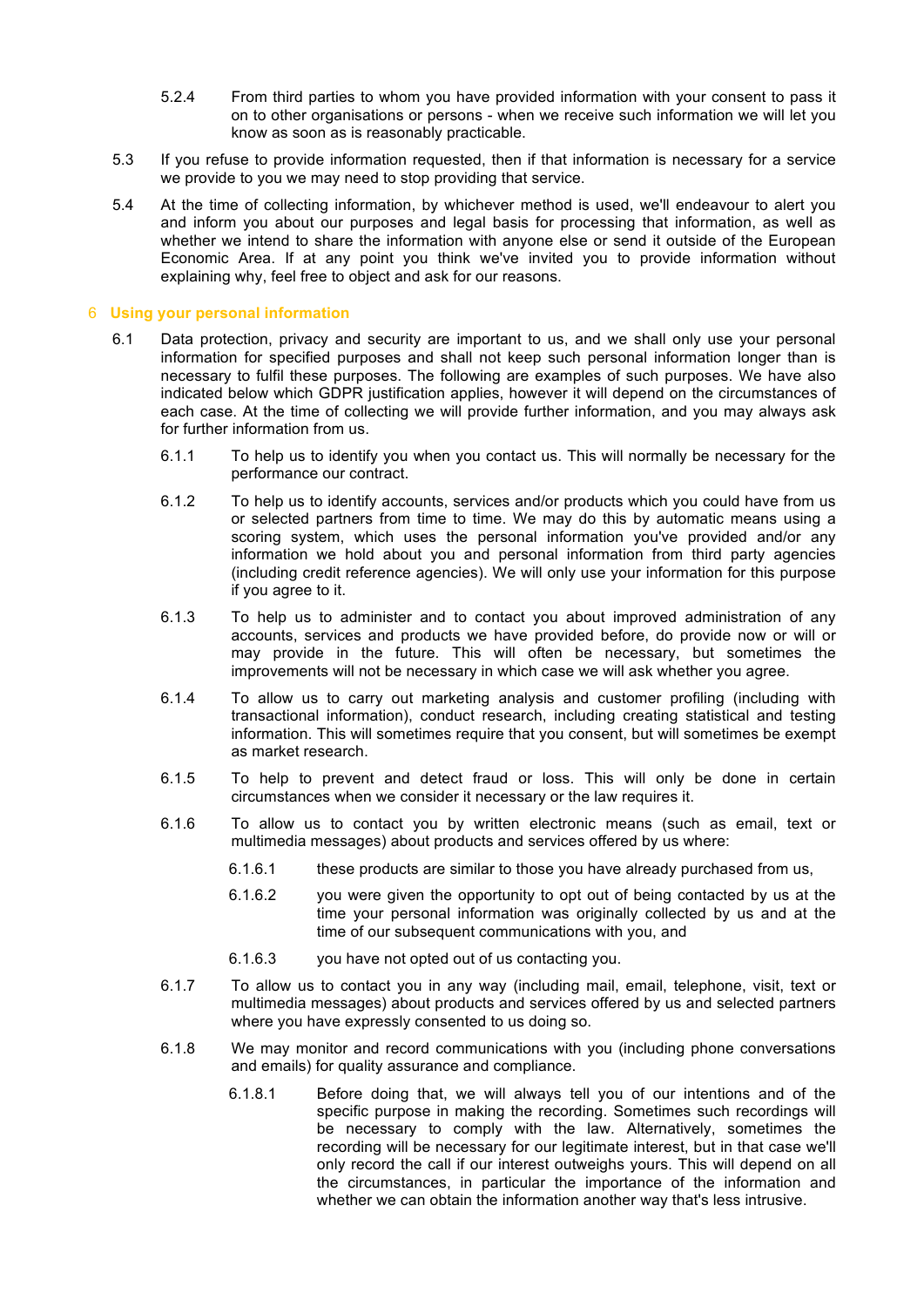5.2.4 From third parties to whom you have provided information with your consent to pass it on to other organisations or persons - when we receive such information we will let you know as soon as is reasonably practicable.

5.3 If you refuse to provide information requested, then if that information is necessary for a service we provide to you we may need to stop providing that service.

5.4 At the time of collecting information, by whichever method is used, we'll endeavour to alert you and inform you about our purposes and legal basis for processing that information, as well as whether we intend to share the information with anyone else or send it outside of the European Economic Area. If at any point you think we've invited you to provide information without explaining why, feel free to object and ask for our reasons.

## 6 Using your personal information

6.1 Data protection, privacy and security are important to us, and we shall only use your personal information for specified purposes and shall not keep such personal information longer than is necessary to fulfil these purposes. The following are examples of such purposes. We have also indicated below which GDPR justification applies, however it will depend on the circumstances of each case. At the time of collecting we will provide further information, and you may always ask for further information from us.

6.1.1 To help us to identify you when you contact us. This will normally be necessary for the performance our contract.

6.1.2 To help us to identify accounts, services and/or products which you could have from us or selected partners from time to time. We may do this by automatic means using a scoring system, which uses the personal information you've provided and/or any information we hold about you and personal information from third party agencies (including credit reference agencies). We will only use your information for this purpose if you agree to it.

6.1.3 To help us to administer and to contact you about improved administration of any accounts, services and products we have provided before, do provide now or will or may provide in the future. This will often be necessary, but sometimes the improvements will not be necessary in which case we will ask whether you agree.

6.1.4 To allow us to carry out marketing analysis and customer profiling (including with transactional information), conduct research, including creating statistical and testing information. This will sometimes require that you consent, but will sometimes be exempt as market research.

6.1.5 To help to prevent and detect fraud or loss. This will only be done in certain circumstances when we consider it necessary or the law requires it.

6.1.6 To allow us to contact you by written electronic means (such as email, text or multimedia messages) about products and services offered by us where:

6.1.6.1 these products are similar to those you have already purchased from us,

6.1.6.2 you were given the opportunity to opt out of being contacted by us at the time your personal information was originally collected by us and at the time of our subsequent communications with you, and

6.1.6.3 you have not opted out of us contacting you.

6.1.7 To allow us to contact you in any way (including mail, email, telephone, visit, text or multimedia messages) about products and services offered by us and selected partners where you have expressly consented to us doing so.

6.1.8 We may monitor and record communications with you (including phone conversations and emails) for quality assurance and compliance.

6.1.8.1 Before doing that, we will always tell you of our intentions and of the specific purpose in making the recording. Sometimes such recordings will be necessary to comply with the law. Alternatively, sometimes the recording will be necessary for our legitimate interest, but in that case we'll only record the call if our interest outweighs yours. This will depend on all the circumstances, in particular the importance of the information and whether we can obtain the information another way that's less intrusive.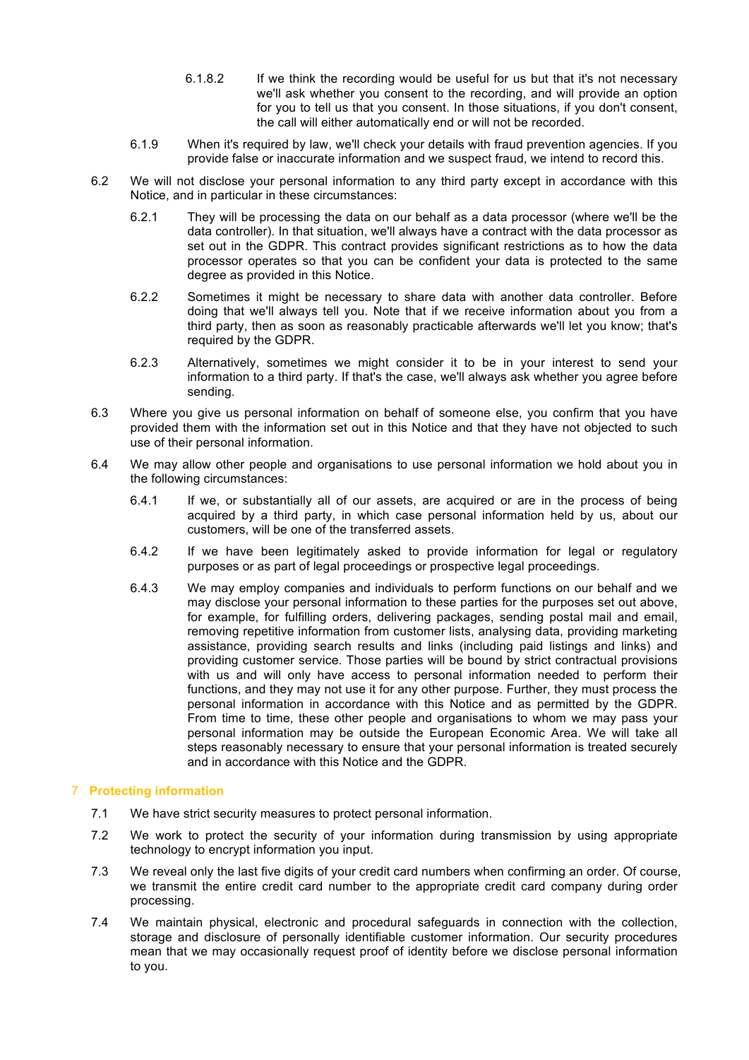6.1.8.2 If we think the recording would be useful for us but that it's not necessary we'll ask whether you consent to the recording, and will provide an option for you to tell us that you consent. In those situations, if you don't consent, the call will either automatically end or will not be recorded.

6.1.9 When it's required by law, we'll check your details with fraud prevention agencies. If you provide false or inaccurate information and we suspect fraud, we intend to record this.

6.2 We will not disclose your personal information to any third party except in accordance with this Notice, and in particular in these circumstances:

6.2.1 They will be processing the data on our behalf as a data processor (where we'll be the data controller). In that situation, we'll always have a contract with the data processor as set out in the GDPR. This contract provides significant restrictions as to how the data processor operates so that you can be confident your data is protected to the same degree as provided in this Notice.

6.2.2 Sometimes it might be necessary to share data with another data controller. Before doing that we'll always tell you. Note that if we receive information about you from a third party, then as soon as reasonably practicable afterwards we'll let you know; that's required by the GDPR.

6.2.3 Alternatively, sometimes we might consider it to be in your interest to send your information to a third party. If that's the case, we'll always ask whether you agree before sending.

6.3 Where you give us personal information on behalf of someone else, you confirm that you have provided them with the information set out in this Notice and that they have not objected to such use of their personal information.

6.4 We may allow other people and organisations to use personal information we hold about you in the following circumstances:

6.4.1 If we, or substantially all of our assets, are acquired or are in the process of being acquired by a third party, in which case personal information held by us, about our customers, will be one of the transferred assets.

6.4.2 If we have been legitimately asked to provide information for legal or regulatory purposes or as part of legal proceedings or prospective legal proceedings.

6.4.3 We may employ companies and individuals to perform functions on our behalf and we may disclose your personal information to these parties for the purposes set out above, for example, for fulfilling orders, delivering packages, sending postal mail and email, removing repetitive information from customer lists, analysing data, providing marketing assistance, providing search results and links (including paid listings and links) and providing customer service. Those parties will be bound by strict contractual provisions with us and will only have access to personal information needed to perform their functions, and they may not use it for any other purpose. Further, they must process the personal information in accordance with this Notice and as permitted by the GDPR. From time to time, these other people and organisations to whom we may pass your personal information may be outside the European Economic Area. We will take all steps reasonably necessary to ensure that your personal information is treated securely and in accordance with this Notice and the GDPR.

## 7 Protecting information

7.1 We have strict security measures to protect personal information.

7.2 We work to protect the security of your information during transmission by using appropriate technology to encrypt information you input.

7.3 We reveal only the last five digits of your credit card numbers when confirming an order. Of course, we transmit the entire credit card number to the appropriate credit card company during order processing.

7.4 We maintain physical, electronic and procedural safeguards in connection with the collection, storage and disclosure of personally identifiable customer information. Our security procedures mean that we may occasionally request proof of identity before we disclose personal information to you.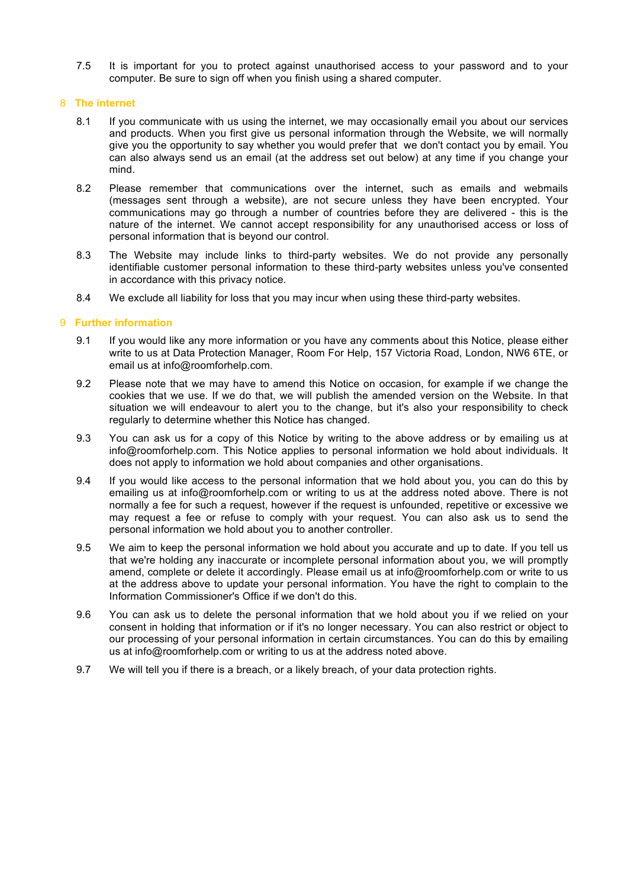7.5 It is important for you to protect against unauthorised access to your password and to your computer. Be sure to sign off when you finish using a shared computer.

## 8 The internet

8.1 If you communicate with us using the internet, we may occasionally email you about our services and products. When you first give us personal information through the Website, we will normally give you the opportunity to say whether you would prefer that we don't contact you by email. You can also always send us an email (at the address set out below) at any time if you change your mind.

8.2 Please remember that communications over the internet, such as emails and webmails (messages sent through a website), are not secure unless they have been encrypted. Your communications may go through a number of countries before they are delivered - this is the nature of the internet. We cannot accept responsibility for any unauthorised access or loss of personal information that is beyond our control.

8.3 The Website may include links to third-party websites. We do not provide any personally identifiable customer personal information to these third-party websites unless you've consented in accordance with this privacy notice.

8.4 We exclude all liability for loss that you may incur when using these third-party websites.

## 9 Further information

9.1 If you would like any more information or you have any comments about this Notice, please either write to us at Data Protection Manager, Room For Help, 157 Victoria Road, London, NW6 6TE, or email us at info@roomforhelp.com.

9.2 Please note that we may have to amend this Notice on occasion, for example if we change the cookies that we use. If we do that, we will publish the amended version on the Website. In that situation we will endeavour to alert you to the change, but it's also your responsibility to check regularly to determine whether this Notice has changed.

9.3 You can ask us for a copy of this Notice by writing to the above address or by emailing us at info@roomforhelp.com. This Notice applies to personal information we hold about individuals. It does not apply to information we hold about companies and other organisations.

9.4 If you would like access to the personal information that we hold about you, you can do this by emailing us at info@roomforhelp.com or writing to us at the address noted above. There is not normally a fee for such a request, however if the request is unfounded, repetitive or excessive we may request a fee or refuse to comply with your request. You can also ask us to send the personal information we hold about you to another controller.

9.5 We aim to keep the personal information we hold about you accurate and up to date. If you tell us that we're holding any inaccurate or incomplete personal information about you, we will promptly amend, complete or delete it accordingly. Please email us at info@roomforhelp.com or write to us at the address above to update your personal information. You have the right to complain to the Information Commissioner's Office if we don't do this.

9.6 You can ask us to delete the personal information that we hold about you if we relied on your consent in holding that information or if it's no longer necessary. You can also restrict or object to our processing of your personal information in certain circumstances. You can do this by emailing us at info@roomforhelp.com or writing to us at the address noted above.

9.7 We will tell you if there is a breach, or a likely breach, of your data protection rights.